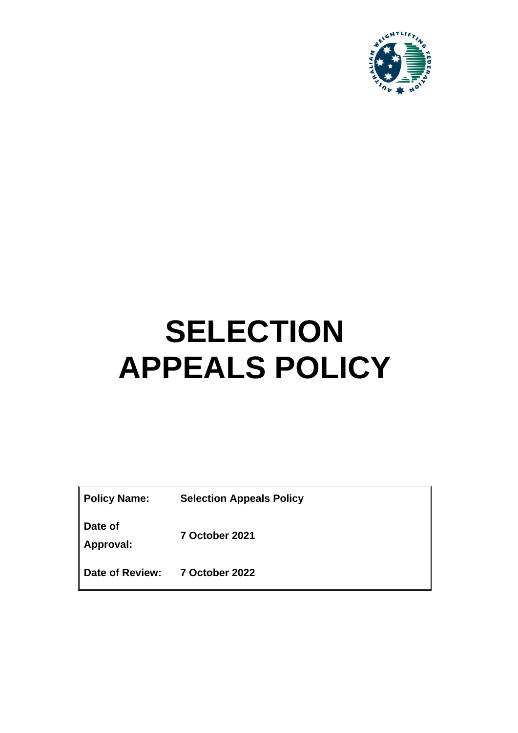# SELECTION APPEALS POLICY

| Policy Name: | Selection Appeals Policy |
|---|---|
| Date of Approval: | 7 October 2021 |
| Date of Review: | 7 October 2022 |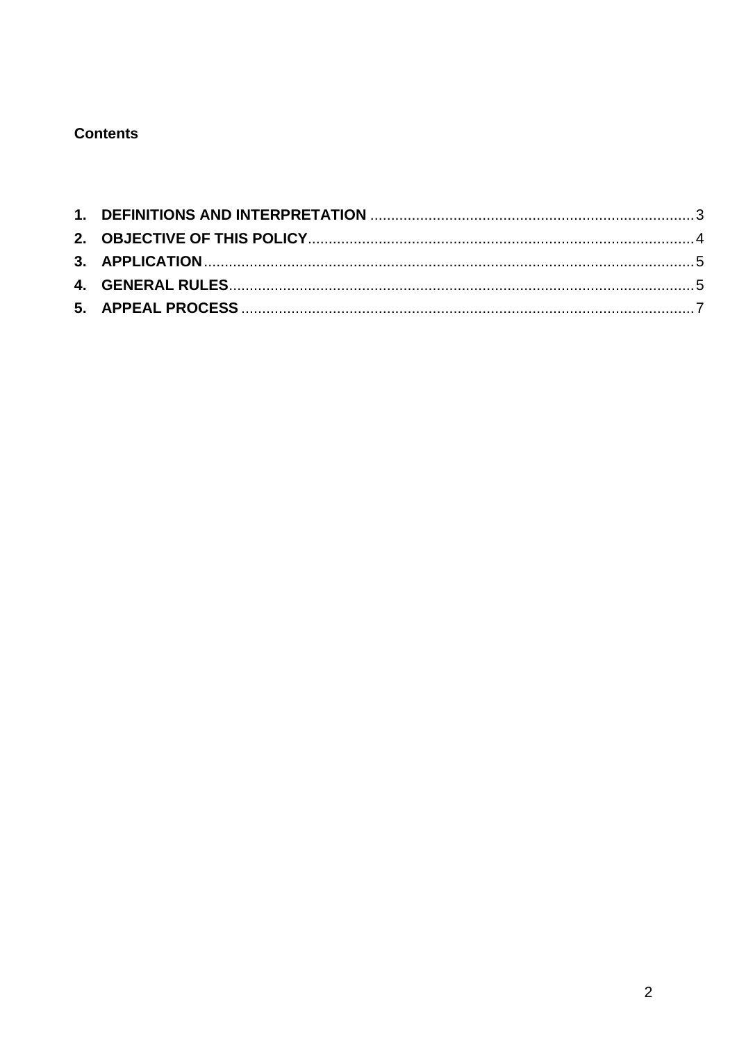**Contents**

1. **DEFINITIONS AND INTERPRETATION** .......... 3
2. **OBJECTIVE OF THIS POLICY** .......... 4
3. **APPLICATION** .......... 5
4. **GENERAL RULES** .......... 5
5. **APPEAL PROCESS** .......... 7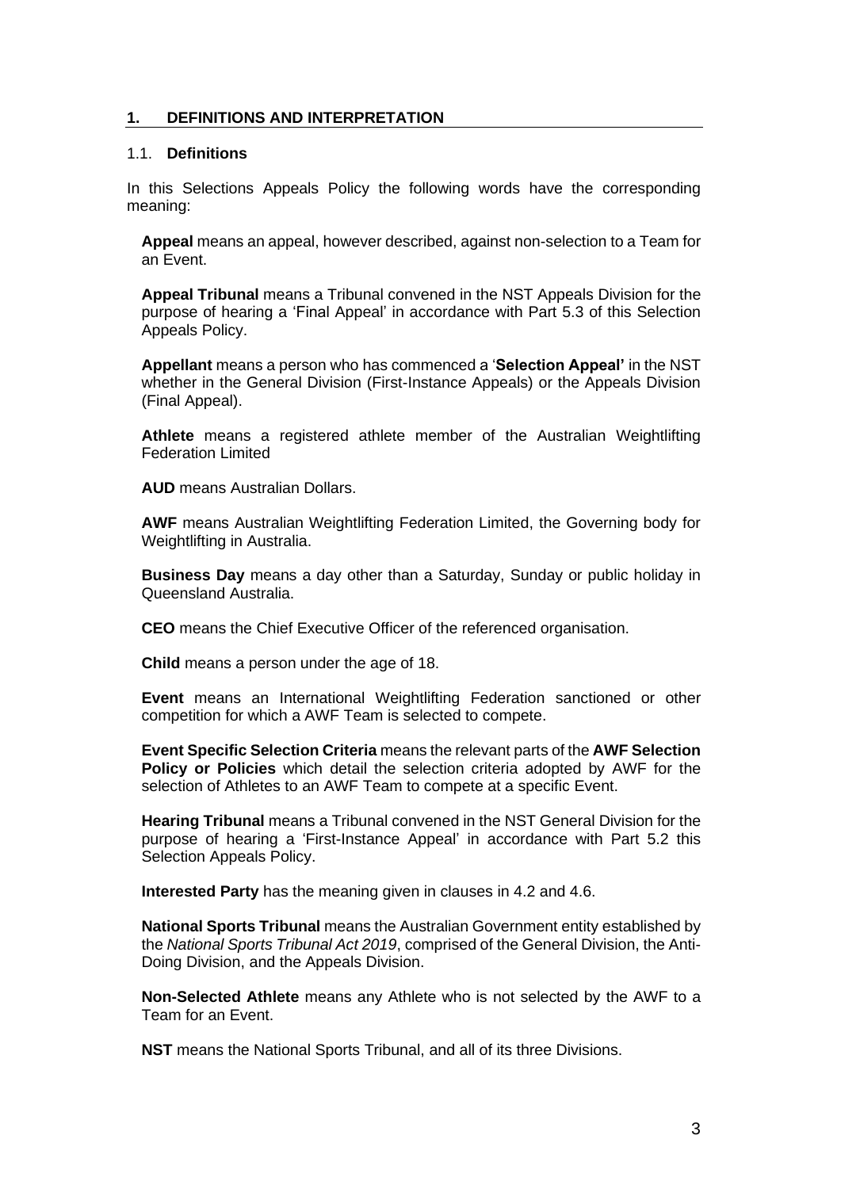## 1. DEFINITIONS AND INTERPRETATION

### 1.1. Definitions

In this Selections Appeals Policy the following words have the corresponding meaning:

**Appeal** means an appeal, however described, against non-selection to a Team for an Event.

**Appeal Tribunal** means a Tribunal convened in the NST Appeals Division for the purpose of hearing a 'Final Appeal' in accordance with Part 5.3 of this Selection Appeals Policy.

**Appellant** means a person who has commenced a '**Selection Appeal'** in the NST whether in the General Division (First-Instance Appeals) or the Appeals Division (Final Appeal).

**Athlete** means a registered athlete member of the Australian Weightlifting Federation Limited

**AUD** means Australian Dollars.

**AWF** means Australian Weightlifting Federation Limited, the Governing body for Weightlifting in Australia.

**Business Day** means a day other than a Saturday, Sunday or public holiday in Queensland Australia.

**CEO** means the Chief Executive Officer of the referenced organisation.

**Child** means a person under the age of 18.

**Event** means an International Weightlifting Federation sanctioned or other competition for which a AWF Team is selected to compete.

**Event Specific Selection Criteria** means the relevant parts of the **AWF Selection Policy or Policies** which detail the selection criteria adopted by AWF for the selection of Athletes to an AWF Team to compete at a specific Event.

**Hearing Tribunal** means a Tribunal convened in the NST General Division for the purpose of hearing a 'First-Instance Appeal' in accordance with Part 5.2 this Selection Appeals Policy.

**Interested Party** has the meaning given in clauses in 4.2 and 4.6.

**National Sports Tribunal** means the Australian Government entity established by the *National Sports Tribunal Act 2019*, comprised of the General Division, the Anti-Doping Division, and the Appeals Division.

**Non-Selected Athlete** means any Athlete who is not selected by the AWF to a Team for an Event.

**NST** means the National Sports Tribunal, and all of its three Divisions.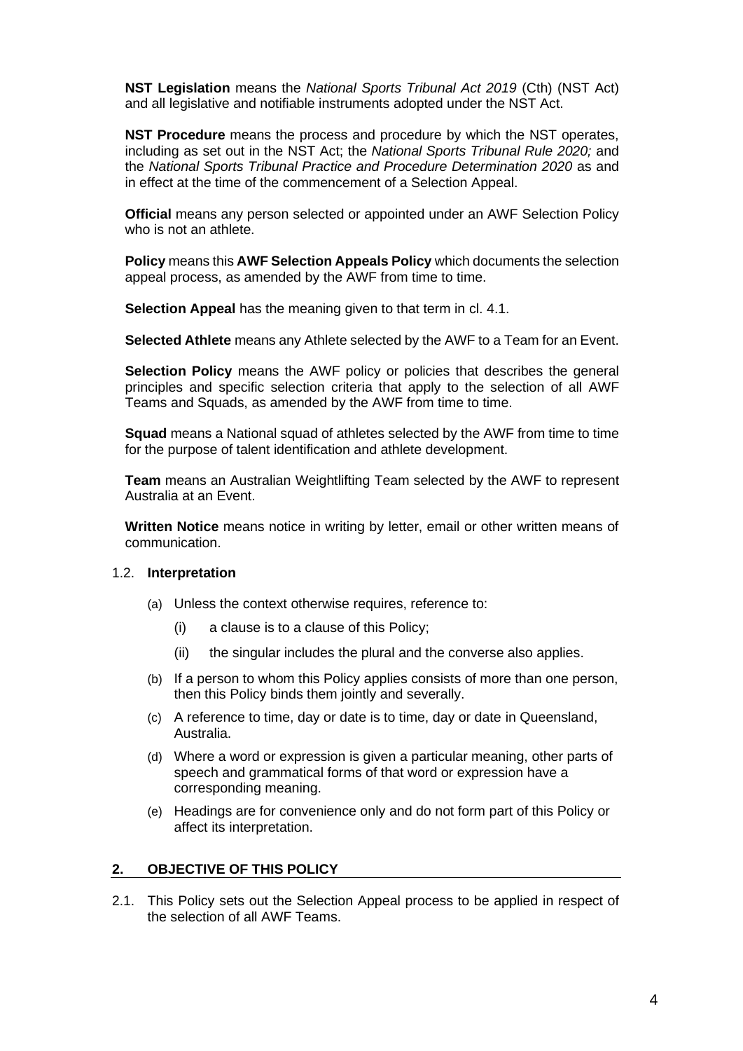**NST Legislation** means the *National Sports Tribunal Act 2019* (Cth) (NST Act) and all legislative and notifiable instruments adopted under the NST Act.

**NST Procedure** means the process and procedure by which the NST operates, including as set out in the NST Act; the *National Sports Tribunal Rule 2020;* and the *National Sports Tribunal Practice and Procedure Determination 2020* as and in effect at the time of the commencement of a Selection Appeal.

**Official** means any person selected or appointed under an AWF Selection Policy who is not an athlete.

**Policy** means this **AWF Selection Appeals Policy** which documents the selection appeal process, as amended by the AWF from time to time.

**Selection Appeal** has the meaning given to that term in cl. 4.1.

**Selected Athlete** means any Athlete selected by the AWF to a Team for an Event.

**Selection Policy** means the AWF policy or policies that describes the general principles and specific selection criteria that apply to the selection of all AWF Teams and Squads, as amended by the AWF from time to time.

**Squad** means a National squad of athletes selected by the AWF from time to time for the purpose of talent identification and athlete development.

**Team** means an Australian Weightlifting Team selected by the AWF to represent Australia at an Event.

**Written Notice** means notice in writing by letter, email or other written means of communication.

1.2. **Interpretation**

(a) Unless the context otherwise requires, reference to:

  (i) a clause is to a clause of this Policy;

  (ii) the singular includes the plural and the converse also applies.

(b) If a person to whom this Policy applies consists of more than one person, then this Policy binds them jointly and severally.

(c) A reference to time, day or date is to time, day or date in Queensland, Australia.

(d) Where a word or expression is given a particular meaning, other parts of speech and grammatical forms of that word or expression have a corresponding meaning.

(e) Headings are for convenience only and do not form part of this Policy or affect its interpretation.

## 2. OBJECTIVE OF THIS POLICY

2.1. This Policy sets out the Selection Appeal process to be applied in respect of the selection of all AWF Teams.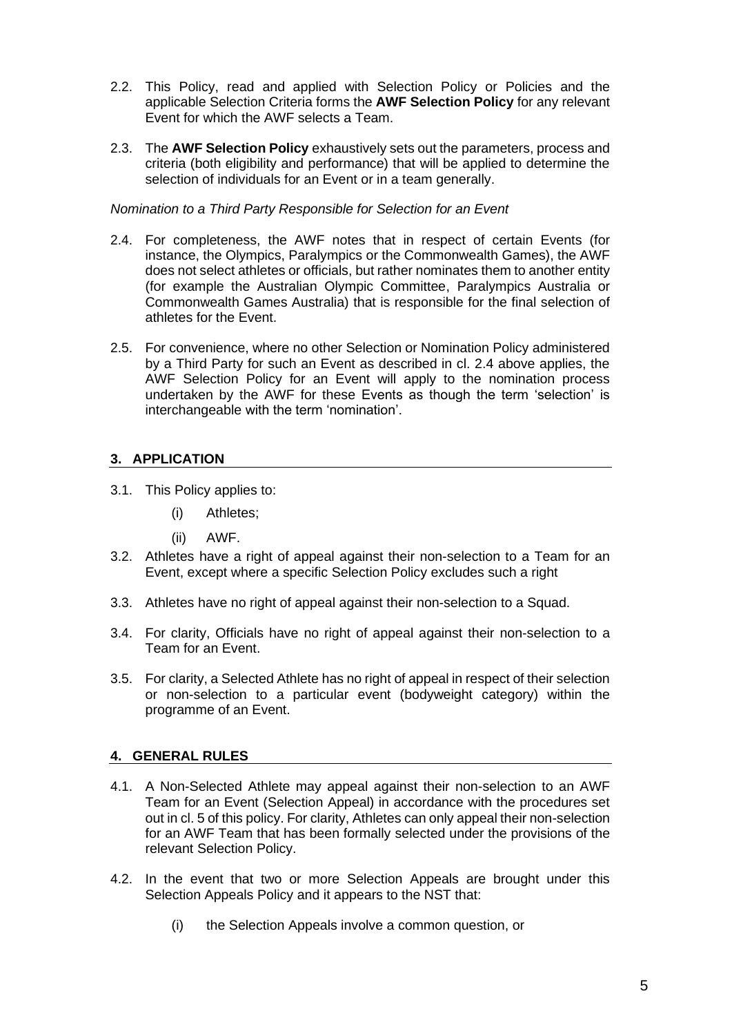2.2. This Policy, read and applied with Selection Policy or Policies and the applicable Selection Criteria forms the **AWF Selection Policy** for any relevant Event for which the AWF selects a Team.

2.3. The **AWF Selection Policy** exhaustively sets out the parameters, process and criteria (both eligibility and performance) that will be applied to determine the selection of individuals for an Event or in a team generally.

*Nomination to a Third Party Responsible for Selection for an Event*

2.4. For completeness, the AWF notes that in respect of certain Events (for instance, the Olympics, Paralympics or the Commonwealth Games), the AWF does not select athletes or officials, but rather nominates them to another entity (for example the Australian Olympic Committee, Paralympics Australia or Commonwealth Games Australia) that is responsible for the final selection of athletes for the Event.

2.5. For convenience, where no other Selection or Nomination Policy administered by a Third Party for such an Event as described in cl. 2.4 above applies, the AWF Selection Policy for an Event will apply to the nomination process undertaken by the AWF for these Events as though the term 'selection' is interchangeable with the term 'nomination'.

## 3. APPLICATION

3.1. This Policy applies to:

(i) Athletes;

(ii) AWF.

3.2. Athletes have a right of appeal against their non-selection to a Team for an Event, except where a specific Selection Policy excludes such a right

3.3. Athletes have no right of appeal against their non-selection to a Squad.

3.4. For clarity, Officials have no right of appeal against their non-selection to a Team for an Event.

3.5. For clarity, a Selected Athlete has no right of appeal in respect of their selection or non-selection to a particular event (bodyweight category) within the programme of an Event.

## 4. GENERAL RULES

4.1. A Non-Selected Athlete may appeal against their non-selection to an AWF Team for an Event (Selection Appeal) in accordance with the procedures set out in cl. 5 of this policy. For clarity, Athletes can only appeal their non-selection for an AWF Team that has been formally selected under the provisions of the relevant Selection Policy.

4.2. In the event that two or more Selection Appeals are brought under this Selection Appeals Policy and it appears to the NST that:

(i) the Selection Appeals involve a common question, or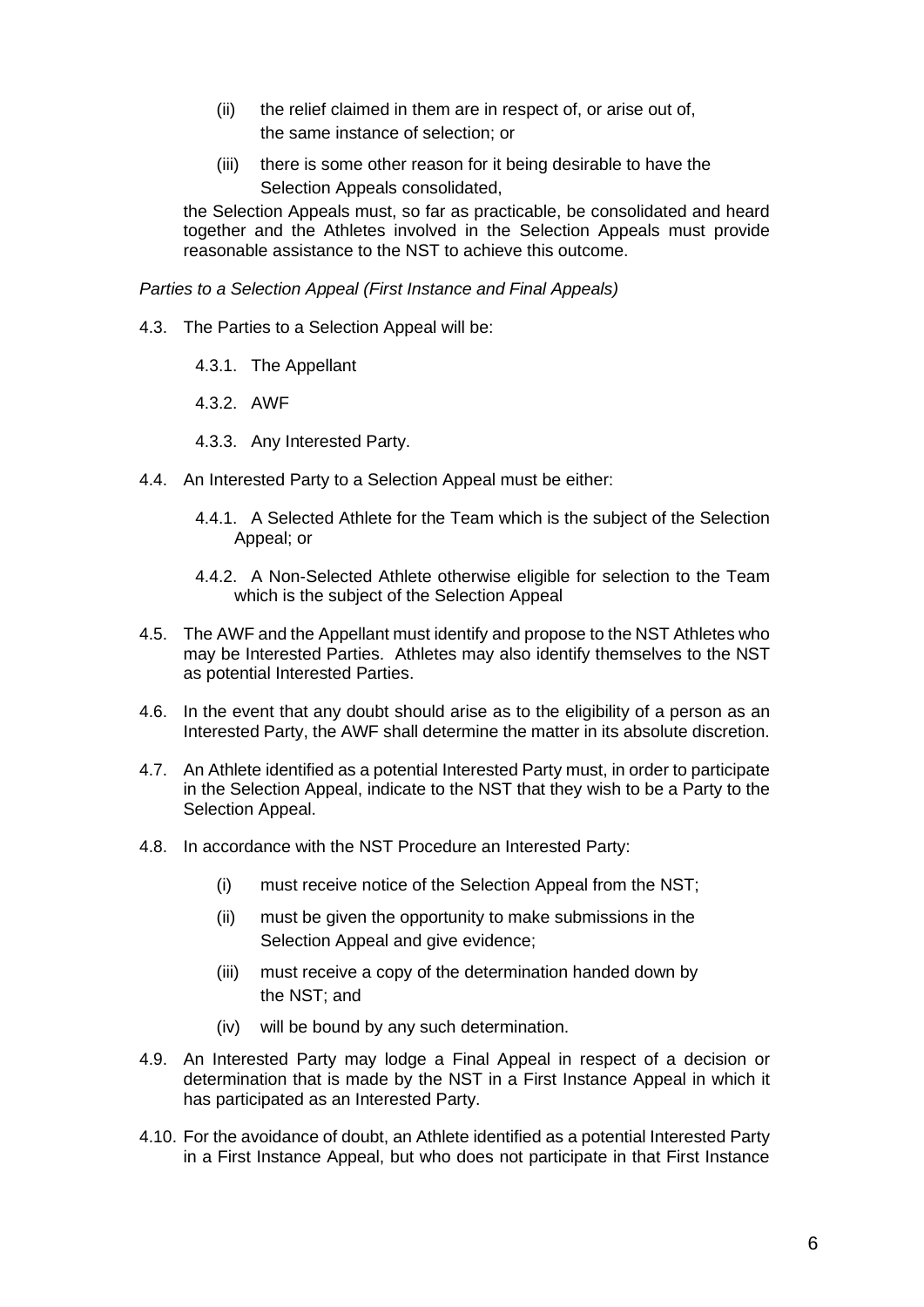(ii) the relief claimed in them are in respect of, or arise out of, the same instance of selection; or

(iii) there is some other reason for it being desirable to have the Selection Appeals consolidated,

the Selection Appeals must, so far as practicable, be consolidated and heard together and the Athletes involved in the Selection Appeals must provide reasonable assistance to the NST to achieve this outcome.

*Parties to a Selection Appeal (First Instance and Final Appeals)*

4.3. The Parties to a Selection Appeal will be:

4.3.1. The Appellant

4.3.2. AWF

4.3.3. Any Interested Party.

4.4. An Interested Party to a Selection Appeal must be either:

4.4.1. A Selected Athlete for the Team which is the subject of the Selection Appeal; or

4.4.2. A Non-Selected Athlete otherwise eligible for selection to the Team which is the subject of the Selection Appeal

4.5. The AWF and the Appellant must identify and propose to the NST Athletes who may be Interested Parties. Athletes may also identify themselves to the NST as potential Interested Parties.

4.6. In the event that any doubt should arise as to the eligibility of a person as an Interested Party, the AWF shall determine the matter in its absolute discretion.

4.7. An Athlete identified as a potential Interested Party must, in order to participate in the Selection Appeal, indicate to the NST that they wish to be a Party to the Selection Appeal.

4.8. In accordance with the NST Procedure an Interested Party:

(i) must receive notice of the Selection Appeal from the NST;

(ii) must be given the opportunity to make submissions in the Selection Appeal and give evidence;

(iii) must receive a copy of the determination handed down by the NST; and

(iv) will be bound by any such determination.

4.9. An Interested Party may lodge a Final Appeal in respect of a decision or determination that is made by the NST in a First Instance Appeal in which it has participated as an Interested Party.

4.10. For the avoidance of doubt, an Athlete identified as a potential Interested Party in a First Instance Appeal, but who does not participate in that First Instance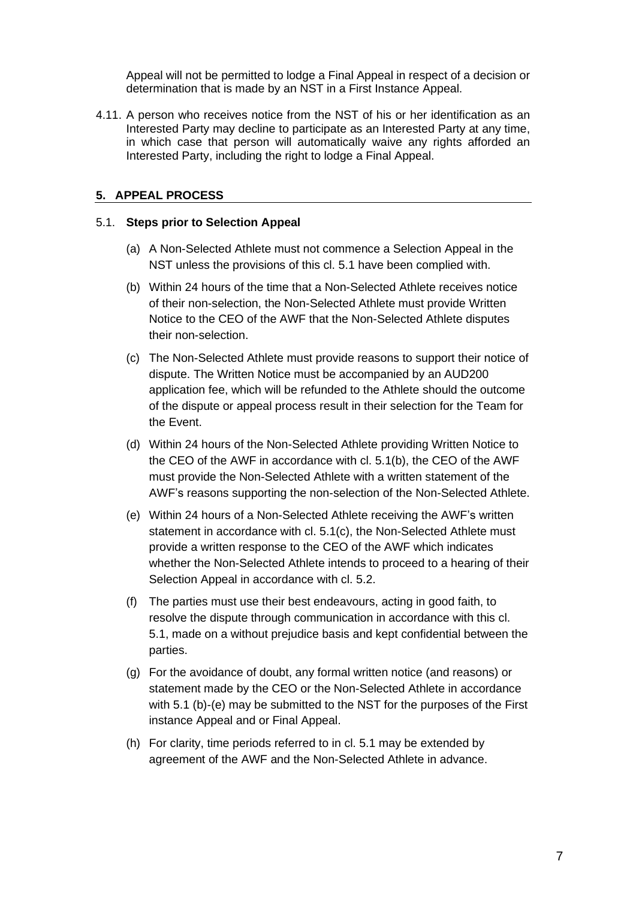Appeal will not be permitted to lodge a Final Appeal in respect of a decision or determination that is made by an NST in a First Instance Appeal.

4.11. A person who receives notice from the NST of his or her identification as an Interested Party may decline to participate as an Interested Party at any time, in which case that person will automatically waive any rights afforded an Interested Party, including the right to lodge a Final Appeal.

## 5. APPEAL PROCESS

### 5.1. Steps prior to Selection Appeal

(a) A Non-Selected Athlete must not commence a Selection Appeal in the NST unless the provisions of this cl. 5.1 have been complied with.

(b) Within 24 hours of the time that a Non-Selected Athlete receives notice of their non-selection, the Non-Selected Athlete must provide Written Notice to the CEO of the AWF that the Non-Selected Athlete disputes their non-selection.

(c) The Non-Selected Athlete must provide reasons to support their notice of dispute. The Written Notice must be accompanied by an AUD200 application fee, which will be refunded to the Athlete should the outcome of the dispute or appeal process result in their selection for the Team for the Event.

(d) Within 24 hours of the Non-Selected Athlete providing Written Notice to the CEO of the AWF in accordance with cl. 5.1(b), the CEO of the AWF must provide the Non-Selected Athlete with a written statement of the AWF's reasons supporting the non-selection of the Non-Selected Athlete.

(e) Within 24 hours of a Non-Selected Athlete receiving the AWF's written statement in accordance with cl. 5.1(c), the Non-Selected Athlete must provide a written response to the CEO of the AWF which indicates whether the Non-Selected Athlete intends to proceed to a hearing of their Selection Appeal in accordance with cl. 5.2.

(f) The parties must use their best endeavours, acting in good faith, to resolve the dispute through communication in accordance with this cl. 5.1, made on a without prejudice basis and kept confidential between the parties.

(g) For the avoidance of doubt, any formal written notice (and reasons) or statement made by the CEO or the Non-Selected Athlete in accordance with 5.1 (b)-(e) may be submitted to the NST for the purposes of the First instance Appeal and or Final Appeal.

(h) For clarity, time periods referred to in cl. 5.1 may be extended by agreement of the AWF and the Non-Selected Athlete in advance.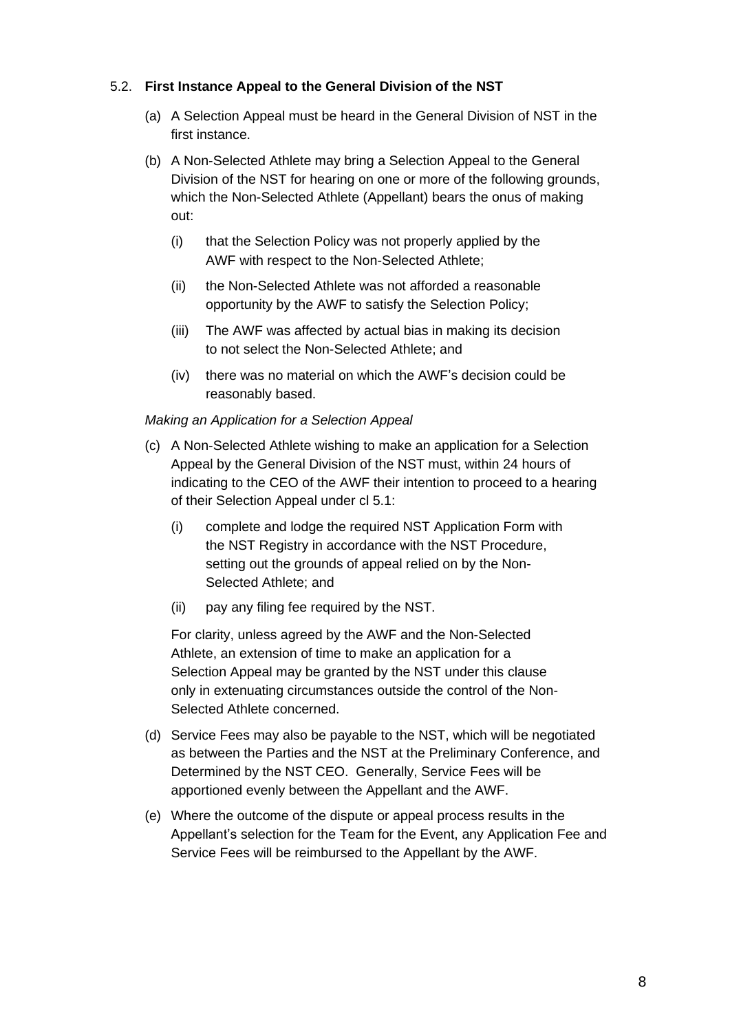### 5.2. First Instance Appeal to the General Division of the NST

(a) A Selection Appeal must be heard in the General Division of NST in the first instance.

(b) A Non-Selected Athlete may bring a Selection Appeal to the General Division of the NST for hearing on one or more of the following grounds, which the Non-Selected Athlete (Appellant) bears the onus of making out:

  (i) that the Selection Policy was not properly applied by the AWF with respect to the Non-Selected Athlete;

  (ii) the Non-Selected Athlete was not afforded a reasonable opportunity by the AWF to satisfy the Selection Policy;

  (iii) The AWF was affected by actual bias in making its decision to not select the Non-Selected Athlete; and

  (iv) there was no material on which the AWF's decision could be reasonably based.

*Making an Application for a Selection Appeal*

(c) A Non-Selected Athlete wishing to make an application for a Selection Appeal by the General Division of the NST must, within 24 hours of indicating to the CEO of the AWF their intention to proceed to a hearing of their Selection Appeal under cl 5.1:

  (i) complete and lodge the required NST Application Form with the NST Registry in accordance with the NST Procedure, setting out the grounds of appeal relied on by the Non-Selected Athlete; and

  (ii) pay any filing fee required by the NST.

  For clarity, unless agreed by the AWF and the Non-Selected Athlete, an extension of time to make an application for a Selection Appeal may be granted by the NST under this clause only in extenuating circumstances outside the control of the Non-Selected Athlete concerned.

(d) Service Fees may also be payable to the NST, which will be negotiated as between the Parties and the NST at the Preliminary Conference, and Determined by the NST CEO. Generally, Service Fees will be apportioned evenly between the Appellant and the AWF.

(e) Where the outcome of the dispute or appeal process results in the Appellant's selection for the Team for the Event, any Application Fee and Service Fees will be reimbursed to the Appellant by the AWF.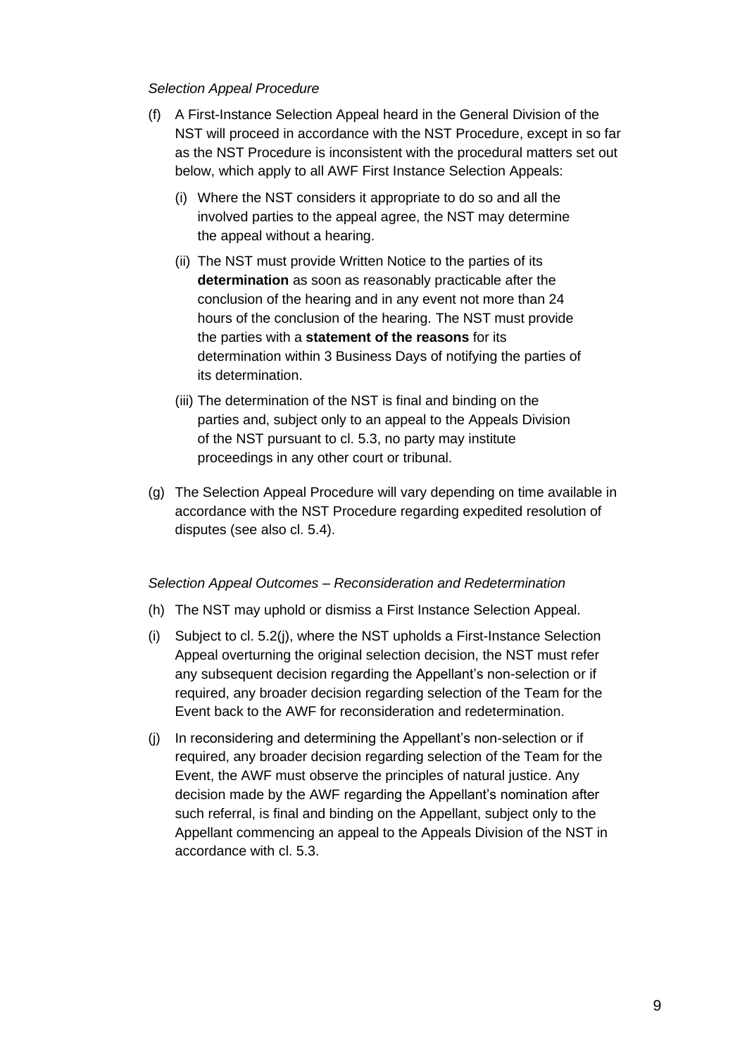*Selection Appeal Procedure*

(f) A First-Instance Selection Appeal heard in the General Division of the NST will proceed in accordance with the NST Procedure, except in so far as the NST Procedure is inconsistent with the procedural matters set out below, which apply to all AWF First Instance Selection Appeals:

   (i) Where the NST considers it appropriate to do so and all the involved parties to the appeal agree, the NST may determine the appeal without a hearing.

   (ii) The NST must provide Written Notice to the parties of its **determination** as soon as reasonably practicable after the conclusion of the hearing and in any event not more than 24 hours of the conclusion of the hearing. The NST must provide the parties with a **statement of the reasons** for its determination within 3 Business Days of notifying the parties of its determination.

   (iii) The determination of the NST is final and binding on the parties and, subject only to an appeal to the Appeals Division of the NST pursuant to cl. 5.3, no party may institute proceedings in any other court or tribunal.

(g) The Selection Appeal Procedure will vary depending on time available in accordance with the NST Procedure regarding expedited resolution of disputes (see also cl. 5.4).

*Selection Appeal Outcomes – Reconsideration and Redetermination*

(h) The NST may uphold or dismiss a First Instance Selection Appeal.

(i) Subject to cl. 5.2(j), where the NST upholds a First-Instance Selection Appeal overturning the original selection decision, the NST must refer any subsequent decision regarding the Appellant's non-selection or if required, any broader decision regarding selection of the Team for the Event back to the AWF for reconsideration and redetermination.

(j) In reconsidering and determining the Appellant's non-selection or if required, any broader decision regarding selection of the Team for the Event, the AWF must observe the principles of natural justice. Any decision made by the AWF regarding the Appellant's nomination after such referral, is final and binding on the Appellant, subject only to the Appellant commencing an appeal to the Appeals Division of the NST in accordance with cl. 5.3.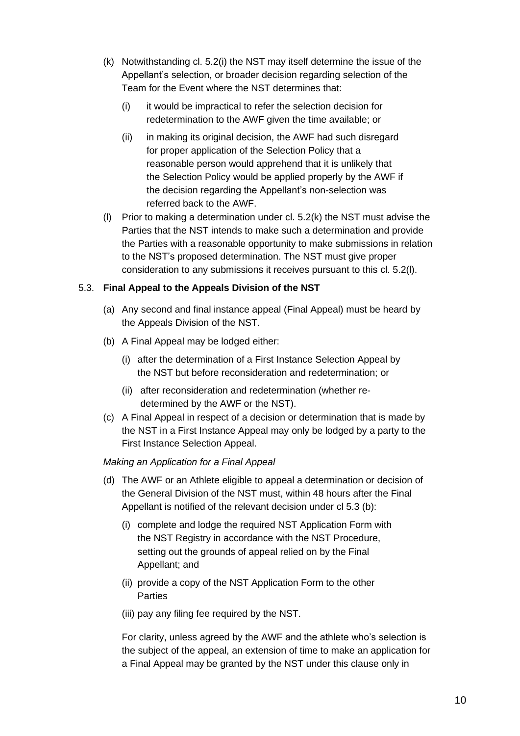(k) Notwithstanding cl. 5.2(i) the NST may itself determine the issue of the Appellant's selection, or broader decision regarding selection of the Team for the Event where the NST determines that:

   (i) it would be impractical to refer the selection decision for redetermination to the AWF given the time available; or

   (ii) in making its original decision, the AWF had such disregard for proper application of the Selection Policy that a reasonable person would apprehend that it is unlikely that the Selection Policy would be applied properly by the AWF if the decision regarding the Appellant's non-selection was referred back to the AWF.

(l) Prior to making a determination under cl. 5.2(k) the NST must advise the Parties that the NST intends to make such a determination and provide the Parties with a reasonable opportunity to make submissions in relation to the NST's proposed determination. The NST must give proper consideration to any submissions it receives pursuant to this cl. 5.2(l).

### 5.3. Final Appeal to the Appeals Division of the NST

(a) Any second and final instance appeal (Final Appeal) must be heard by the Appeals Division of the NST.

(b) A Final Appeal may be lodged either:

   (i) after the determination of a First Instance Selection Appeal by the NST but before reconsideration and redetermination; or

   (ii) after reconsideration and redetermination (whether re-determined by the AWF or the NST).

(c) A Final Appeal in respect of a decision or determination that is made by the NST in a First Instance Appeal may only be lodged by a party to the First Instance Selection Appeal.

*Making an Application for a Final Appeal*

(d) The AWF or an Athlete eligible to appeal a determination or decision of the General Division of the NST must, within 48 hours after the Final Appellant is notified of the relevant decision under cl 5.3 (b):

   (i) complete and lodge the required NST Application Form with the NST Registry in accordance with the NST Procedure, setting out the grounds of appeal relied on by the Final Appellant; and

   (ii) provide a copy of the NST Application Form to the other Parties

   (iii) pay any filing fee required by the NST.

   For clarity, unless agreed by the AWF and the athlete who's selection is the subject of the appeal, an extension of time to make an application for a Final Appeal may be granted by the NST under this clause only in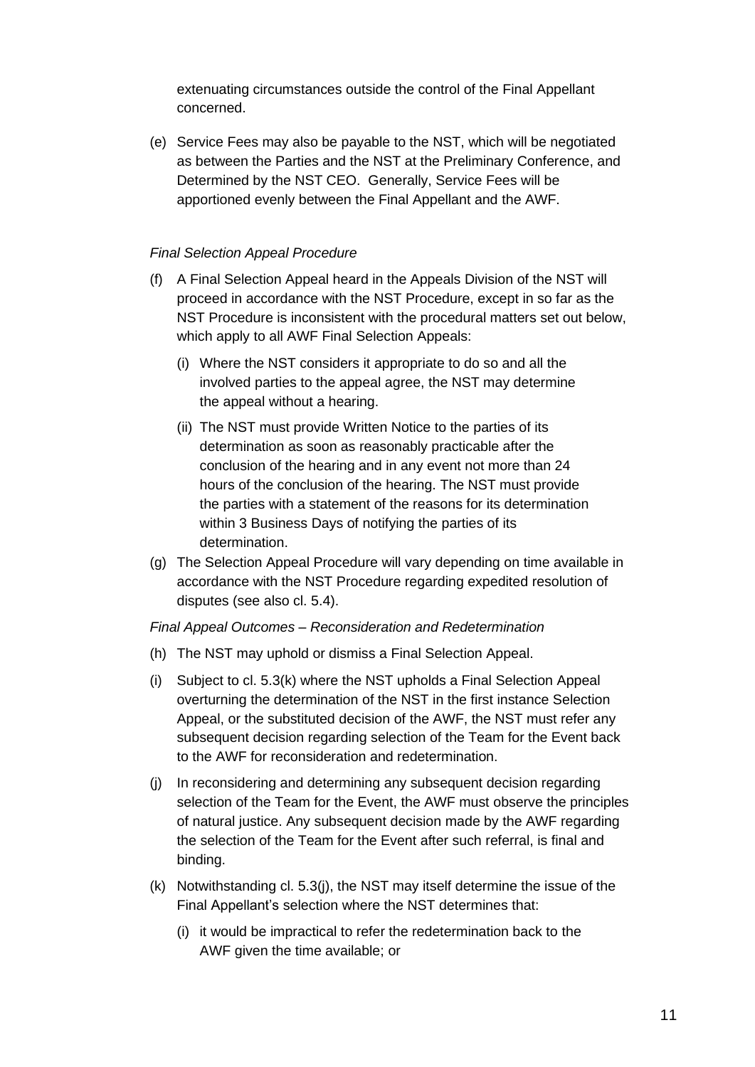extenuating circumstances outside the control of the Final Appellant concerned.

(e) Service Fees may also be payable to the NST, which will be negotiated as between the Parties and the NST at the Preliminary Conference, and Determined by the NST CEO. Generally, Service Fees will be apportioned evenly between the Final Appellant and the AWF.

*Final Selection Appeal Procedure*

(f) A Final Selection Appeal heard in the Appeals Division of the NST will proceed in accordance with the NST Procedure, except in so far as the NST Procedure is inconsistent with the procedural matters set out below, which apply to all AWF Final Selection Appeals:

   (i) Where the NST considers it appropriate to do so and all the involved parties to the appeal agree, the NST may determine the appeal without a hearing.

   (ii) The NST must provide Written Notice to the parties of its determination as soon as reasonably practicable after the conclusion of the hearing and in any event not more than 24 hours of the conclusion of the hearing. The NST must provide the parties with a statement of the reasons for its determination within 3 Business Days of notifying the parties of its determination.

(g) The Selection Appeal Procedure will vary depending on time available in accordance with the NST Procedure regarding expedited resolution of disputes (see also cl. 5.4).

*Final Appeal Outcomes – Reconsideration and Redetermination*

(h) The NST may uphold or dismiss a Final Selection Appeal.

(i) Subject to cl. 5.3(k) where the NST upholds a Final Selection Appeal overturning the determination of the NST in the first instance Selection Appeal, or the substituted decision of the AWF, the NST must refer any subsequent decision regarding selection of the Team for the Event back to the AWF for reconsideration and redetermination.

(j) In reconsidering and determining any subsequent decision regarding selection of the Team for the Event, the AWF must observe the principles of natural justice. Any subsequent decision made by the AWF regarding the selection of the Team for the Event after such referral, is final and binding.

(k) Notwithstanding cl. 5.3(j), the NST may itself determine the issue of the Final Appellant's selection where the NST determines that:

   (i) it would be impractical to refer the redetermination back to the AWF given the time available; or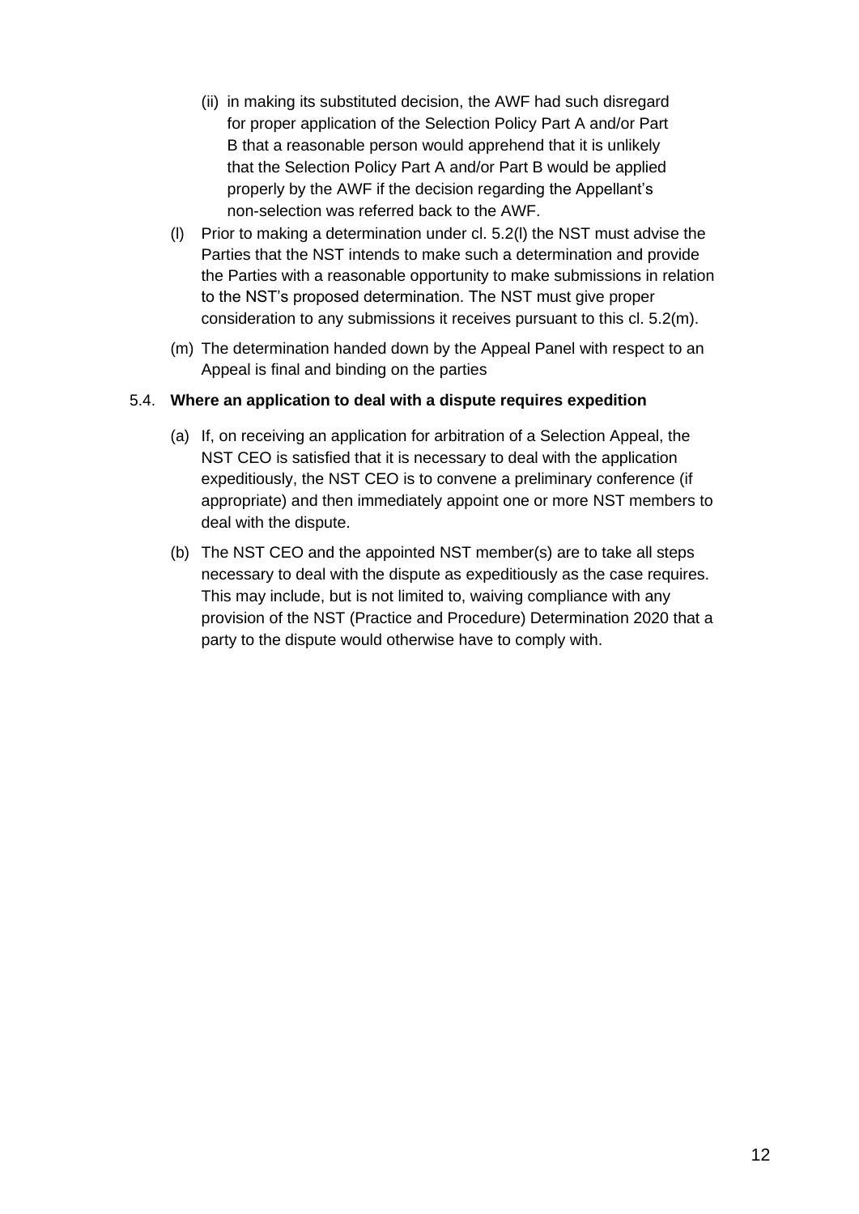(ii) in making its substituted decision, the AWF had such disregard for proper application of the Selection Policy Part A and/or Part B that a reasonable person would apprehend that it is unlikely that the Selection Policy Part A and/or Part B would be applied properly by the AWF if the decision regarding the Appellant's non-selection was referred back to the AWF.

(l) Prior to making a determination under cl. 5.2(l) the NST must advise the Parties that the NST intends to make such a determination and provide the Parties with a reasonable opportunity to make submissions in relation to the NST's proposed determination. The NST must give proper consideration to any submissions it receives pursuant to this cl. 5.2(m).

(m) The determination handed down by the Appeal Panel with respect to an Appeal is final and binding on the parties

5.4. **Where an application to deal with a dispute requires expedition**

(a) If, on receiving an application for arbitration of a Selection Appeal, the NST CEO is satisfied that it is necessary to deal with the application expeditiously, the NST CEO is to convene a preliminary conference (if appropriate) and then immediately appoint one or more NST members to deal with the dispute.

(b) The NST CEO and the appointed NST member(s) are to take all steps necessary to deal with the dispute as expeditiously as the case requires. This may include, but is not limited to, waiving compliance with any provision of the NST (Practice and Procedure) Determination 2020 that a party to the dispute would otherwise have to comply with.